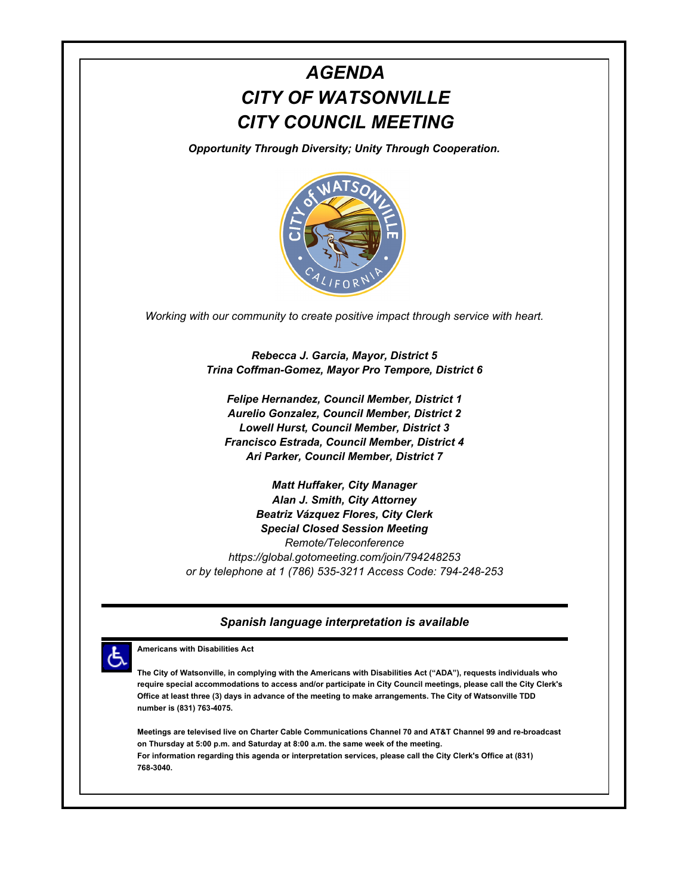# *AGENDA*
# *CITY OF WATSONVILLE*
# *CITY COUNCIL MEETING*

***Opportunity Through Diversity; Unity Through Cooperation.***

*Working with our community to create positive impact through service with heart.*

***Rebecca J. Garcia, Mayor, District 5***
***Trina Coffman-Gomez, Mayor Pro Tempore, District 6***

***Felipe Hernandez, Council Member, District 1***
***Aurelio Gonzalez, Council Member, District 2***
***Lowell Hurst, Council Member, District 3***
***Francisco Estrada, Council Member, District 4***
***Ari Parker, Council Member, District 7***

***Matt Huffaker, City Manager***
***Alan J. Smith, City Attorney***
***Beatriz Vázquez Flores, City Clerk***
***Special Closed Session Meeting***
*Remote/Teleconference*
*https://global.gotomeeting.com/join/794248253*
*or by telephone at 1 (786) 535-3211 Access Code: 794-248-253*

---

***Spanish language interpretation is available***

---

**Americans with Disabilities Act**

**The City of Watsonville, in complying with the Americans with Disabilities Act ("ADA"), requests individuals who require special accommodations to access and/or participate in City Council meetings, please call the City Clerk's Office at least three (3) days in advance of the meeting to make arrangements. The City of Watsonville TDD number is (831) 763-4075.**

**Meetings are televised live on Charter Cable Communications Channel 70 and AT&T Channel 99 and re-broadcast on Thursday at 5:00 p.m. and Saturday at 8:00 a.m. the same week of the meeting.**
**For information regarding this agenda or interpretation services, please call the City Clerk's Office at (831) 768-3040.**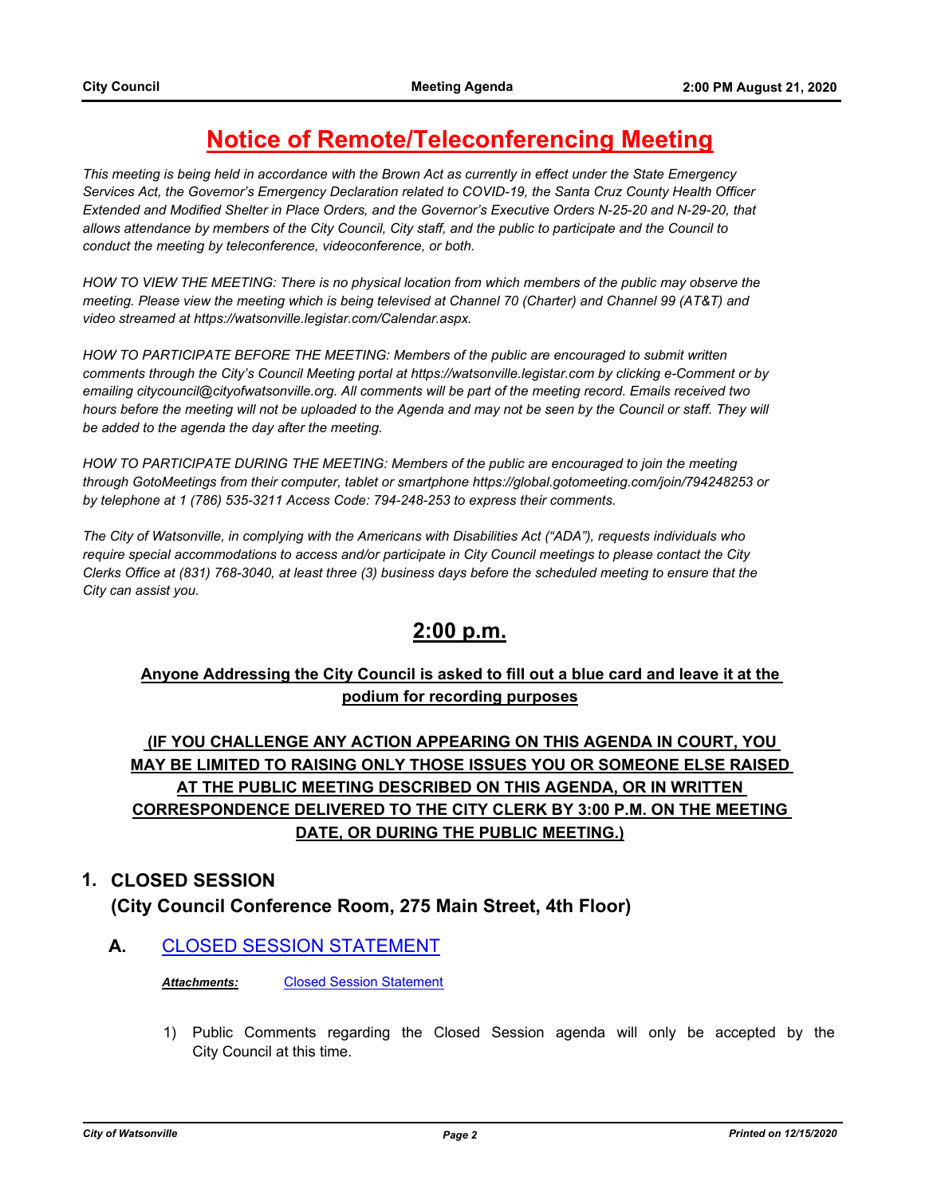# Notice of Remote/Teleconferencing Meeting

*This meeting is being held in accordance with the Brown Act as currently in effect under the State Emergency Services Act, the Governor's Emergency Declaration related to COVID-19, the Santa Cruz County Health Officer Extended and Modified Shelter in Place Orders, and the Governor's Executive Orders N-25-20 and N-29-20, that allows attendance by members of the City Council, City staff, and the public to participate and the Council to conduct the meeting by teleconference, videoconference, or both.*

*HOW TO VIEW THE MEETING: There is no physical location from which members of the public may observe the meeting. Please view the meeting which is being televised at Channel 70 (Charter) and Channel 99 (AT&T) and video streamed at https://watsonville.legistar.com/Calendar.aspx.*

*HOW TO PARTICIPATE BEFORE THE MEETING: Members of the public are encouraged to submit written comments through the City's Council Meeting portal at https://watsonville.legistar.com by clicking e-Comment or by emailing citycouncil@cityofwatsonville.org. All comments will be part of the meeting record. Emails received two hours before the meeting will not be uploaded to the Agenda and may not be seen by the Council or staff. They will be added to the agenda the day after the meeting.*

*HOW TO PARTICIPATE DURING THE MEETING: Members of the public are encouraged to join the meeting through GotoMeetings from their computer, tablet or smartphone https://global.gotomeeting.com/join/794248253 or by telephone at 1 (786) 535-3211 Access Code: 794-248-253 to express their comments.*

*The City of Watsonville, in complying with the Americans with Disabilities Act ("ADA"), requests individuals who require special accommodations to access and/or participate in City Council meetings to please contact the City Clerks Office at (831) 768-3040, at least three (3) business days before the scheduled meeting to ensure that the City can assist you.*

## 2:00 p.m.

**Anyone Addressing the City Council is asked to fill out a blue card and leave it at the podium for recording purposes**

**(IF YOU CHALLENGE ANY ACTION APPEARING ON THIS AGENDA IN COURT, YOU MAY BE LIMITED TO RAISING ONLY THOSE ISSUES YOU OR SOMEONE ELSE RAISED AT THE PUBLIC MEETING DESCRIBED ON THIS AGENDA, OR IN WRITTEN CORRESPONDENCE DELIVERED TO THE CITY CLERK BY 3:00 P.M. ON THE MEETING DATE, OR DURING THE PUBLIC MEETING.)**

## 1. CLOSED SESSION (City Council Conference Room, 275 Main Street, 4th Floor)

### A. CLOSED SESSION STATEMENT

***Attachments:*** Closed Session Statement

1) Public Comments regarding the Closed Session agenda will only be accepted by the City Council at this time.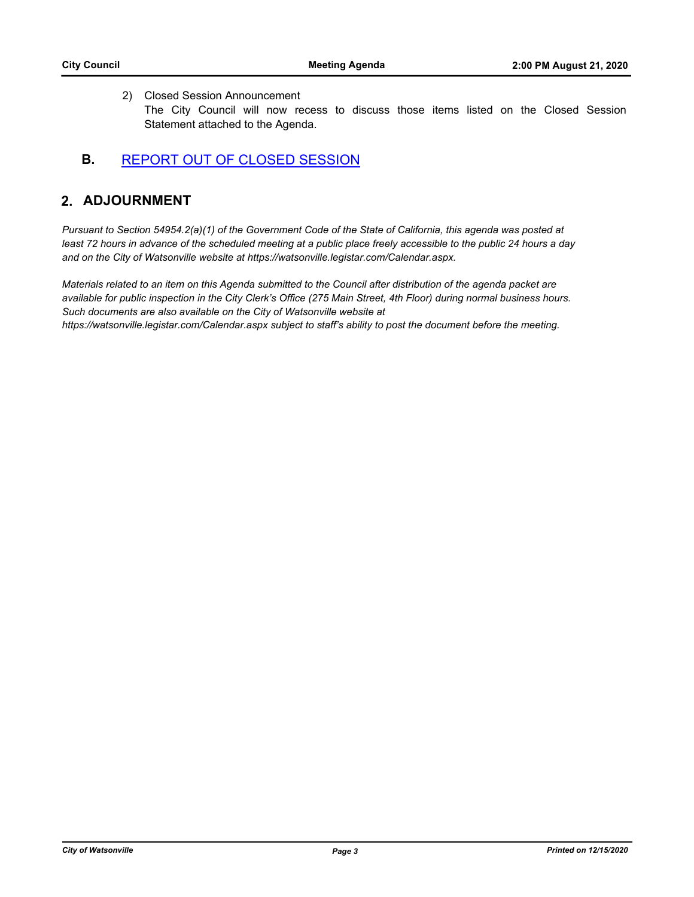2) Closed Session Announcement
   The City Council will now recess to discuss those items listed on the Closed Session Statement attached to the Agenda.

### B. REPORT OUT OF CLOSED SESSION

## 2. ADJOURNMENT

*Pursuant to Section 54954.2(a)(1) of the Government Code of the State of California, this agenda was posted at least 72 hours in advance of the scheduled meeting at a public place freely accessible to the public 24 hours a day and on the City of Watsonville website at https://watsonville.legistar.com/Calendar.aspx.*

*Materials related to an item on this Agenda submitted to the Council after distribution of the agenda packet are available for public inspection in the City Clerk's Office (275 Main Street, 4th Floor) during normal business hours. Such documents are also available on the City of Watsonville website at https://watsonville.legistar.com/Calendar.aspx subject to staff's ability to post the document before the meeting.*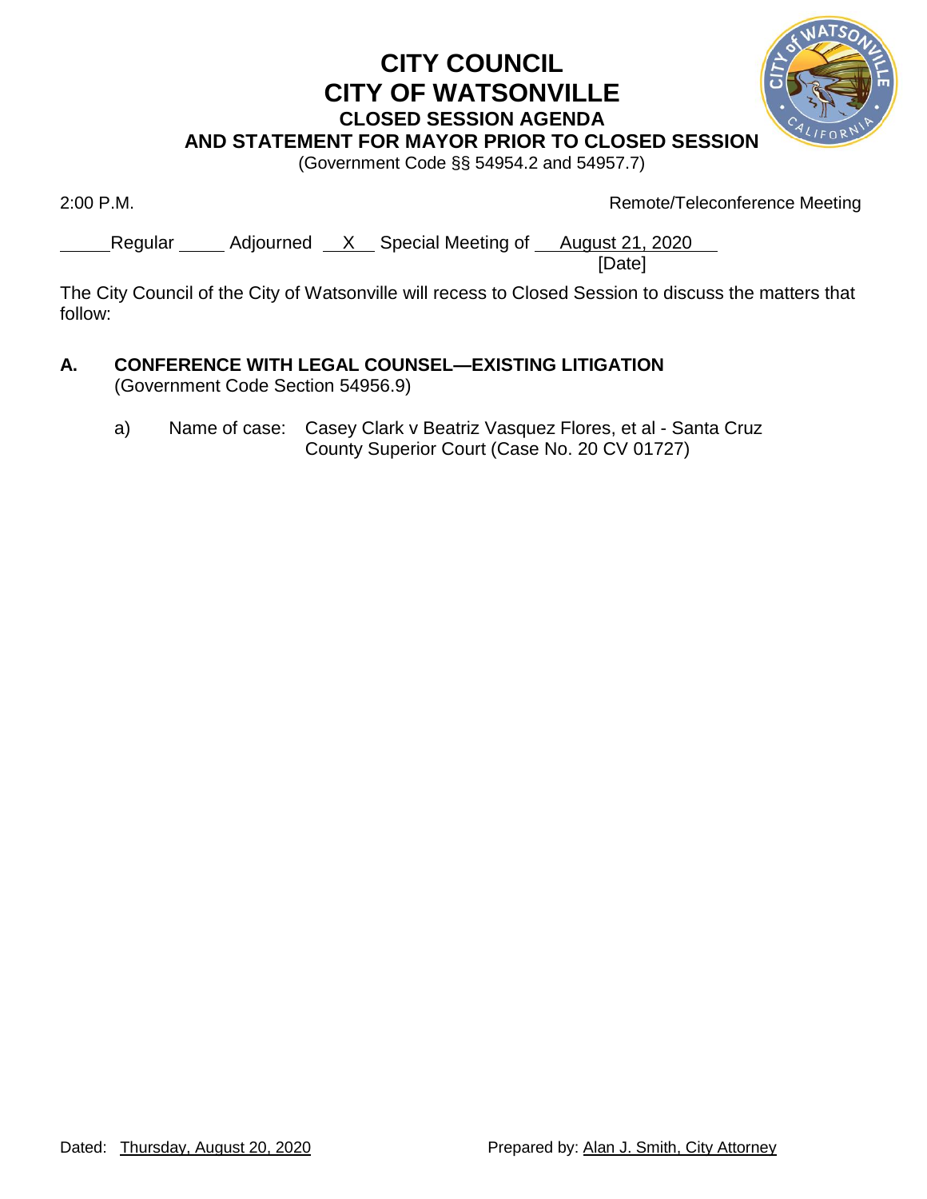# CITY COUNCIL
# CITY OF WATSONVILLE
## CLOSED SESSION AGENDA
## AND STATEMENT FOR MAYOR PRIOR TO CLOSED SESSION

(Government Code §§ 54954.2 and 54957.7)

2:00 P.M. Remote/Teleconference Meeting

_____Regular _____ Adjourned __X__ Special Meeting of __August 21, 2020__
[Date]

The City Council of the City of Watsonville will recess to Closed Session to discuss the matters that follow:

**A. CONFERENCE WITH LEGAL COUNSEL—EXISTING LITIGATION**
(Government Code Section 54956.9)

a) Name of case: Casey Clark v Beatriz Vasquez Flores, et al - Santa Cruz County Superior Court (Case No. 20 CV 01727)

Dated: Thursday, August 20, 2020 Prepared by: Alan J. Smith, City Attorney